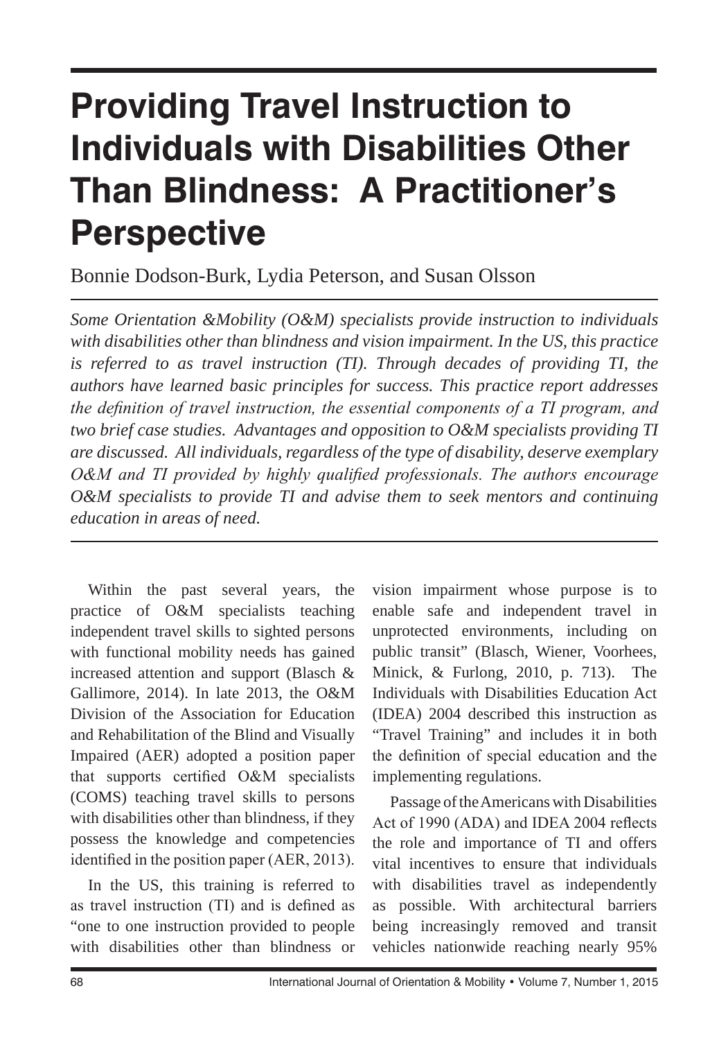# Providing Travel Instruction to Individuals with Disabilities Other Than Blindness: A Practitioner's Perspective

Bonnie Dodson-Burk, Lydia Peterson, and Susan Olsson

*Some Orientation &Mobility (O&M) specialists provide instruction to individuals with disabilities other than blindness and vision impairment. In the US, this practice is referred to as travel instruction (TI). Through decades of providing TI, the authors have learned basic principles for success. This practice report addresses the definition of travel instruction, the essential components of a TI program, and two brief case studies. Advantages and opposition to O&M specialists providing TI are discussed. All individuals, regardless of the type of disability, deserve exemplary O&M and TI provided by highly qualified professionals. The authors encourage O&M specialists to provide TI and advise them to seek mentors and continuing education in areas of need.*

Within the past several years, the practice of O&M specialists teaching independent travel skills to sighted persons with functional mobility needs has gained increased attention and support (Blasch & Gallimore, 2014). In late 2013, the O&M Division of the Association for Education and Rehabilitation of the Blind and Visually Impaired (AER) adopted a position paper that supports certified O&M specialists (COMS) teaching travel skills to persons with disabilities other than blindness, if they possess the knowledge and competencies identified in the position paper (AER, 2013).

In the US, this training is referred to as travel instruction (TI) and is defined as "one to one instruction provided to people with disabilities other than blindness or vision impairment whose purpose is to enable safe and independent travel in unprotected environments, including on public transit" (Blasch, Wiener, Voorhees, Minick, & Furlong, 2010, p. 713). The Individuals with Disabilities Education Act (IDEA) 2004 described this instruction as "Travel Training" and includes it in both the definition of special education and the implementing regulations.

Passage of the Americans with Disabilities Act of 1990 (ADA) and IDEA 2004 reflects the role and importance of TI and offers vital incentives to ensure that individuals with disabilities travel as independently as possible. With architectural barriers being increasingly removed and transit vehicles nationwide reaching nearly 95%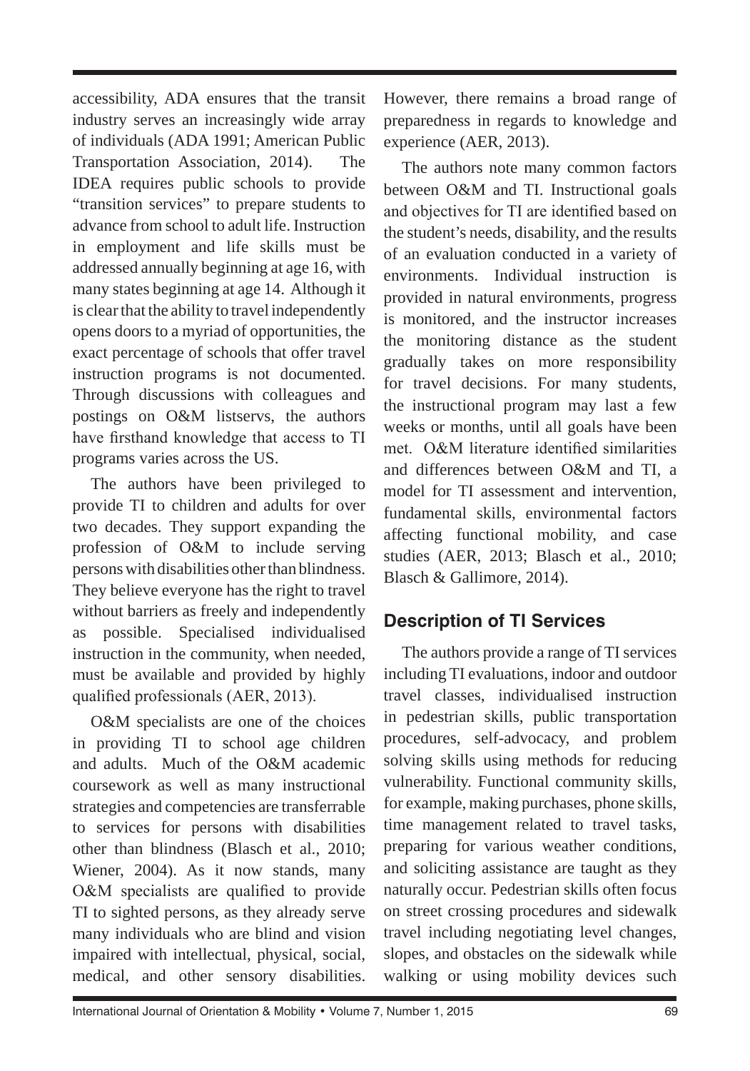accessibility, ADA ensures that the transit industry serves an increasingly wide array of individuals (ADA 1991; American Public Transportation Association, 2014). The IDEA requires public schools to provide "transition services" to prepare students to advance from school to adult life. Instruction in employment and life skills must be addressed annually beginning at age 16, with many states beginning at age 14. Although it is clear that the ability to travel independently opens doors to a myriad of opportunities, the exact percentage of schools that offer travel instruction programs is not documented. Through discussions with colleagues and postings on O&M listservs, the authors have firsthand knowledge that access to TI programs varies across the US.

The authors have been privileged to provide TI to children and adults for over two decades. They support expanding the profession of O&M to include serving persons with disabilities other than blindness. They believe everyone has the right to travel without barriers as freely and independently as possible. Specialised individualised instruction in the community, when needed, must be available and provided by highly qualified professionals (AER, 2013).

O&M specialists are one of the choices in providing TI to school age children and adults. Much of the O&M academic coursework as well as many instructional strategies and competencies are transferrable to services for persons with disabilities other than blindness (Blasch et al., 2010; Wiener, 2004). As it now stands, many O&M specialists are qualified to provide TI to sighted persons, as they already serve many individuals who are blind and vision impaired with intellectual, physical, social, medical, and other sensory disabilities. However, there remains a broad range of preparedness in regards to knowledge and experience (AER, 2013).

The authors note many common factors between O&M and TI. Instructional goals and objectives for TI are identified based on the student's needs, disability, and the results of an evaluation conducted in a variety of environments. Individual instruction is provided in natural environments, progress is monitored, and the instructor increases the monitoring distance as the student gradually takes on more responsibility for travel decisions. For many students, the instructional program may last a few weeks or months, until all goals have been met. O&M literature identified similarities and differences between O&M and TI, a model for TI assessment and intervention, fundamental skills, environmental factors affecting functional mobility, and case studies (AER, 2013; Blasch et al., 2010; Blasch & Gallimore, 2014).

## Description of TI Services

The authors provide a range of TI services including TI evaluations, indoor and outdoor travel classes, individualised instruction in pedestrian skills, public transportation procedures, self-advocacy, and problem solving skills using methods for reducing vulnerability. Functional community skills, for example, making purchases, phone skills, time management related to travel tasks, preparing for various weather conditions, and soliciting assistance are taught as they naturally occur. Pedestrian skills often focus on street crossing procedures and sidewalk travel including negotiating level changes, slopes, and obstacles on the sidewalk while walking or using mobility devices such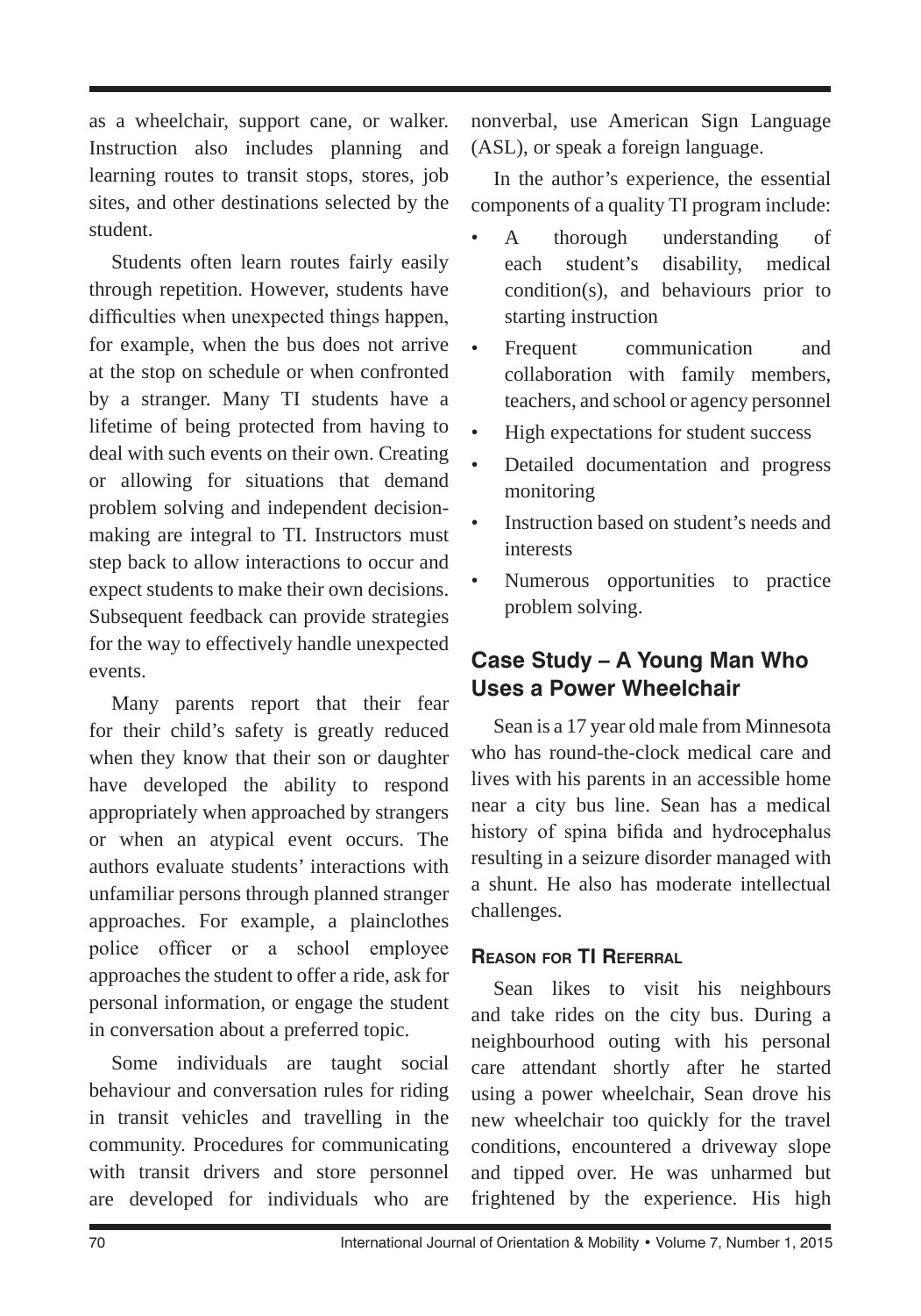as a wheelchair, support cane, or walker. Instruction also includes planning and learning routes to transit stops, stores, job sites, and other destinations selected by the student.

Students often learn routes fairly easily through repetition. However, students have difficulties when unexpected things happen, for example, when the bus does not arrive at the stop on schedule or when confronted by a stranger. Many TI students have a lifetime of being protected from having to deal with such events on their own. Creating or allowing for situations that demand problem solving and independent decision-making are integral to TI. Instructors must step back to allow interactions to occur and expect students to make their own decisions. Subsequent feedback can provide strategies for the way to effectively handle unexpected events.

Many parents report that their fear for their child's safety is greatly reduced when they know that their son or daughter have developed the ability to respond appropriately when approached by strangers or when an atypical event occurs. The authors evaluate students' interactions with unfamiliar persons through planned stranger approaches. For example, a plainclothes police officer or a school employee approaches the student to offer a ride, ask for personal information, or engage the student in conversation about a preferred topic.

Some individuals are taught social behaviour and conversation rules for riding in transit vehicles and travelling in the community. Procedures for communicating with transit drivers and store personnel are developed for individuals who are nonverbal, use American Sign Language (ASL), or speak a foreign language.

In the author's experience, the essential components of a quality TI program include:

- A thorough understanding of each student's disability, medical condition(s), and behaviours prior to starting instruction
- Frequent communication and collaboration with family members, teachers, and school or agency personnel
- High expectations for student success
- Detailed documentation and progress monitoring
- Instruction based on student's needs and interests
- Numerous opportunities to practice problem solving.

## Case Study – A Young Man Who Uses a Power Wheelchair

Sean is a 17 year old male from Minnesota who has round-the-clock medical care and lives with his parents in an accessible home near a city bus line. Sean has a medical history of spina bifida and hydrocephalus resulting in a seizure disorder managed with a shunt. He also has moderate intellectual challenges.

### Reason for TI Referral

Sean likes to visit his neighbours and take rides on the city bus. During a neighbourhood outing with his personal care attendant shortly after he started using a power wheelchair, Sean drove his new wheelchair too quickly for the travel conditions, encountered a driveway slope and tipped over. He was unharmed but frightened by the experience. His high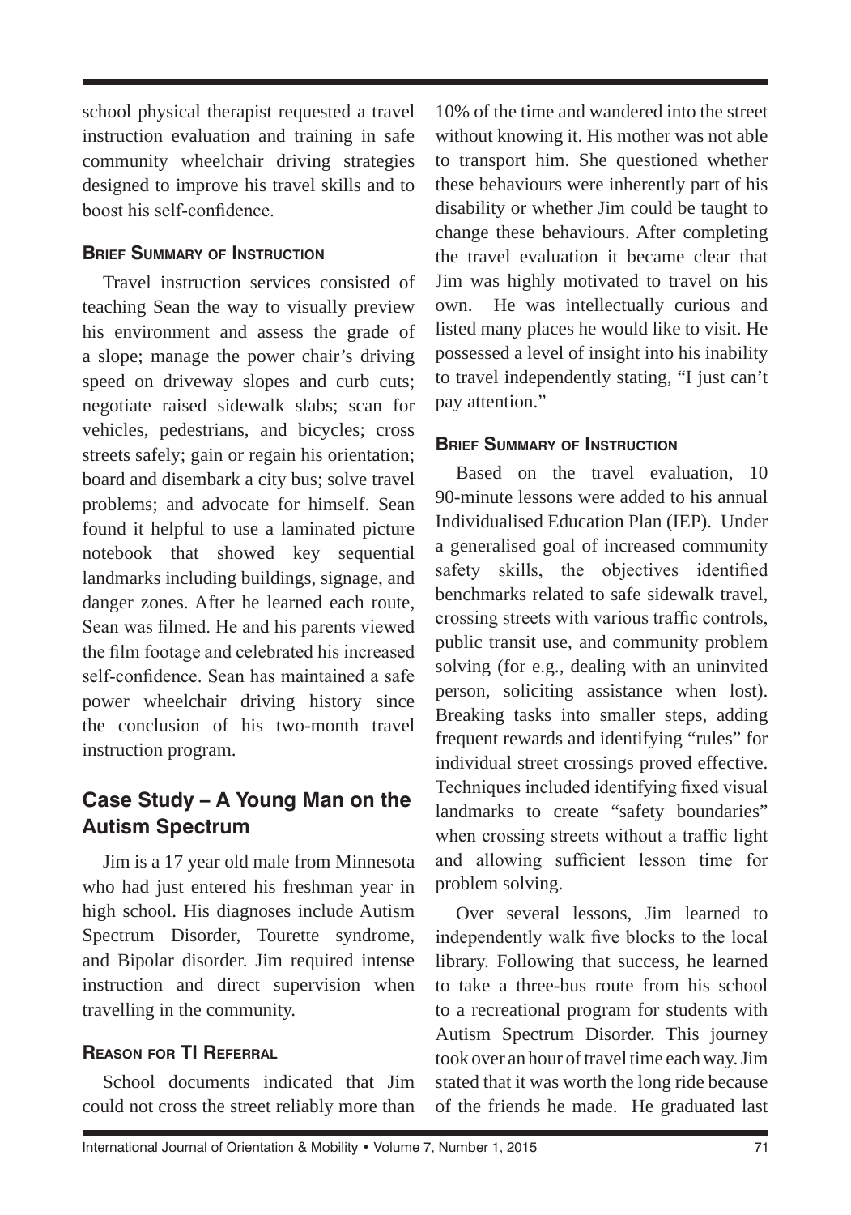school physical therapist requested a travel instruction evaluation and training in safe community wheelchair driving strategies designed to improve his travel skills and to boost his self-confidence.

### Brief Summary of Instruction

Travel instruction services consisted of teaching Sean the way to visually preview his environment and assess the grade of a slope; manage the power chair's driving speed on driveway slopes and curb cuts; negotiate raised sidewalk slabs; scan for vehicles, pedestrians, and bicycles; cross streets safely; gain or regain his orientation; board and disembark a city bus; solve travel problems; and advocate for himself. Sean found it helpful to use a laminated picture notebook that showed key sequential landmarks including buildings, signage, and danger zones. After he learned each route, Sean was filmed. He and his parents viewed the film footage and celebrated his increased self-confidence. Sean has maintained a safe power wheelchair driving history since the conclusion of his two-month travel instruction program.

## Case Study – A Young Man on the Autism Spectrum

Jim is a 17 year old male from Minnesota who had just entered his freshman year in high school. His diagnoses include Autism Spectrum Disorder, Tourette syndrome, and Bipolar disorder. Jim required intense instruction and direct supervision when travelling in the community.

### Reason for TI Referral

School documents indicated that Jim could not cross the street reliably more than 10% of the time and wandered into the street without knowing it. His mother was not able to transport him. She questioned whether these behaviours were inherently part of his disability or whether Jim could be taught to change these behaviours. After completing the travel evaluation it became clear that Jim was highly motivated to travel on his own. He was intellectually curious and listed many places he would like to visit. He possessed a level of insight into his inability to travel independently stating, "I just can't pay attention."

### Brief Summary of Instruction

Based on the travel evaluation, 10 90-minute lessons were added to his annual Individualised Education Plan (IEP). Under a generalised goal of increased community safety skills, the objectives identified benchmarks related to safe sidewalk travel, crossing streets with various traffic controls, public transit use, and community problem solving (for e.g., dealing with an uninvited person, soliciting assistance when lost). Breaking tasks into smaller steps, adding frequent rewards and identifying "rules" for individual street crossings proved effective. Techniques included identifying fixed visual landmarks to create "safety boundaries" when crossing streets without a traffic light and allowing sufficient lesson time for problem solving.

Over several lessons, Jim learned to independently walk five blocks to the local library. Following that success, he learned to take a three-bus route from his school to a recreational program for students with Autism Spectrum Disorder. This journey took over an hour of travel time each way. Jim stated that it was worth the long ride because of the friends he made. He graduated last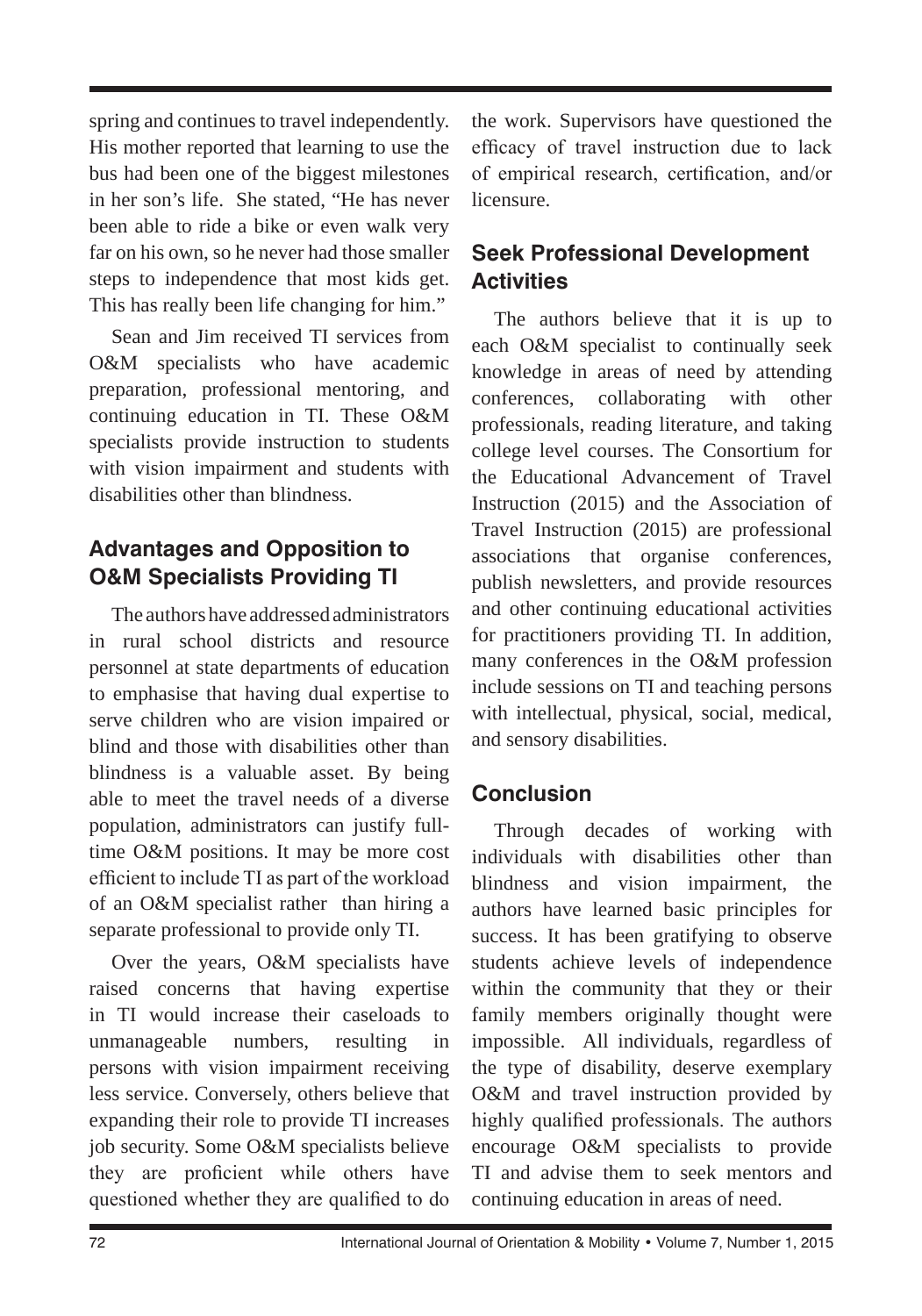spring and continues to travel independently. His mother reported that learning to use the bus had been one of the biggest milestones in her son's life. She stated, "He has never been able to ride a bike or even walk very far on his own, so he never had those smaller steps to independence that most kids get. This has really been life changing for him."

Sean and Jim received TI services from O&M specialists who have academic preparation, professional mentoring, and continuing education in TI. These O&M specialists provide instruction to students with vision impairment and students with disabilities other than blindness.

## Advantages and Opposition to O&M Specialists Providing TI

The authors have addressed administrators in rural school districts and resource personnel at state departments of education to emphasise that having dual expertise to serve children who are vision impaired or blind and those with disabilities other than blindness is a valuable asset. By being able to meet the travel needs of a diverse population, administrators can justify full-time O&M positions. It may be more cost efficient to include TI as part of the workload of an O&M specialist rather than hiring a separate professional to provide only TI.

Over the years, O&M specialists have raised concerns that having expertise in TI would increase their caseloads to unmanageable numbers, resulting in persons with vision impairment receiving less service. Conversely, others believe that expanding their role to provide TI increases job security. Some O&M specialists believe they are proficient while others have questioned whether they are qualified to do the work. Supervisors have questioned the efficacy of travel instruction due to lack of empirical research, certification, and/or licensure.

## Seek Professional Development Activities

The authors believe that it is up to each O&M specialist to continually seek knowledge in areas of need by attending conferences, collaborating with other professionals, reading literature, and taking college level courses. The Consortium for the Educational Advancement of Travel Instruction (2015) and the Association of Travel Instruction (2015) are professional associations that organise conferences, publish newsletters, and provide resources and other continuing educational activities for practitioners providing TI. In addition, many conferences in the O&M profession include sessions on TI and teaching persons with intellectual, physical, social, medical, and sensory disabilities.

## Conclusion

Through decades of working with individuals with disabilities other than blindness and vision impairment, the authors have learned basic principles for success. It has been gratifying to observe students achieve levels of independence within the community that they or their family members originally thought were impossible. All individuals, regardless of the type of disability, deserve exemplary O&M and travel instruction provided by highly qualified professionals. The authors encourage O&M specialists to provide TI and advise them to seek mentors and continuing education in areas of need.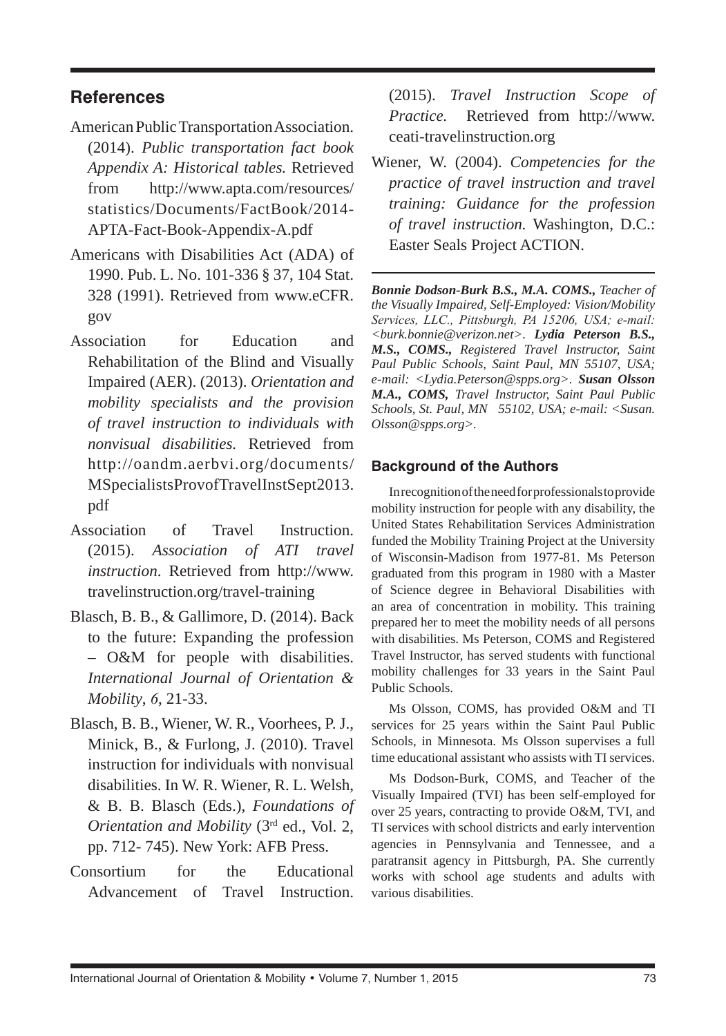## References

American Public Transportation Association. (2014). *Public transportation fact book Appendix A: Historical tables.* Retrieved from http://www.apta.com/resources/statistics/Documents/FactBook/2014-APTA-Fact-Book-Appendix-A.pdf

Americans with Disabilities Act (ADA) of 1990. Pub. L. No. 101-336 § 37, 104 Stat. 328 (1991). Retrieved from www.eCFR.gov

Association for Education and Rehabilitation of the Blind and Visually Impaired (AER). (2013). *Orientation and mobility specialists and the provision of travel instruction to individuals with nonvisual disabilities.* Retrieved from http://oandm.aerbvi.org/documents/MSpecialistsProvofTravelInstSept2013.pdf

Association of Travel Instruction. (2015). *Association of ATI travel instruction*. Retrieved from http://www.travelinstruction.org/travel-training

Blasch, B. B., & Gallimore, D. (2014). Back to the future: Expanding the profession – O&M for people with disabilities. *International Journal of Orientation & Mobility*, *6*, 21-33.

Blasch, B. B., Wiener, W. R., Voorhees, P. J., Minick, B., & Furlong, J. (2010). Travel instruction for individuals with nonvisual disabilities. In W. R. Wiener, R. L. Welsh, & B. B. Blasch (Eds.), *Foundations of Orientation and Mobility* (3rd ed., Vol. 2, pp. 712- 745). New York: AFB Press.

Consortium for the Educational Advancement of Travel Instruction. (2015). *Travel Instruction Scope of Practice.* Retrieved from http://www.ceati-travelinstruction.org

Wiener, W. (2004). *Competencies for the practice of travel instruction and travel training: Guidance for the profession of travel instruction.* Washington, D.C.: Easter Seals Project ACTION.

***Bonnie Dodson-Burk B.S., M.A. COMS.,*** *Teacher of the Visually Impaired, Self-Employed: Vision/Mobility Services, LLC., Pittsburgh, PA 15206, USA; e-mail: <burk.bonnie@verizon.net>.* ***Lydia Peterson B.S., M.S., COMS.,*** *Registered Travel Instructor, Saint Paul Public Schools, Saint Paul, MN 55107, USA; e-mail: <Lydia.Peterson@spps.org>.* ***Susan Olsson M.A., COMS,*** *Travel Instructor, Saint Paul Public Schools, St. Paul, MN 55102, USA; e-mail: <Susan.Olsson@spps.org>.*

### Background of the Authors

In recognition of the need for professionals to provide mobility instruction for people with any disability, the United States Rehabilitation Services Administration funded the Mobility Training Project at the University of Wisconsin-Madison from 1977-81. Ms Peterson graduated from this program in 1980 with a Master of Science degree in Behavioral Disabilities with an area of concentration in mobility. This training prepared her to meet the mobility needs of all persons with disabilities. Ms Peterson, COMS and Registered Travel Instructor, has served students with functional mobility challenges for 33 years in the Saint Paul Public Schools.

Ms Olsson, COMS, has provided O&M and TI services for 25 years within the Saint Paul Public Schools, in Minnesota. Ms Olsson supervises a full time educational assistant who assists with TI services.

Ms Dodson-Burk, COMS, and Teacher of the Visually Impaired (TVI) has been self-employed for over 25 years, contracting to provide O&M, TVI, and TI services with school districts and early intervention agencies in Pennsylvania and Tennessee, and a paratransit agency in Pittsburgh, PA. She currently works with school age students and adults with various disabilities.